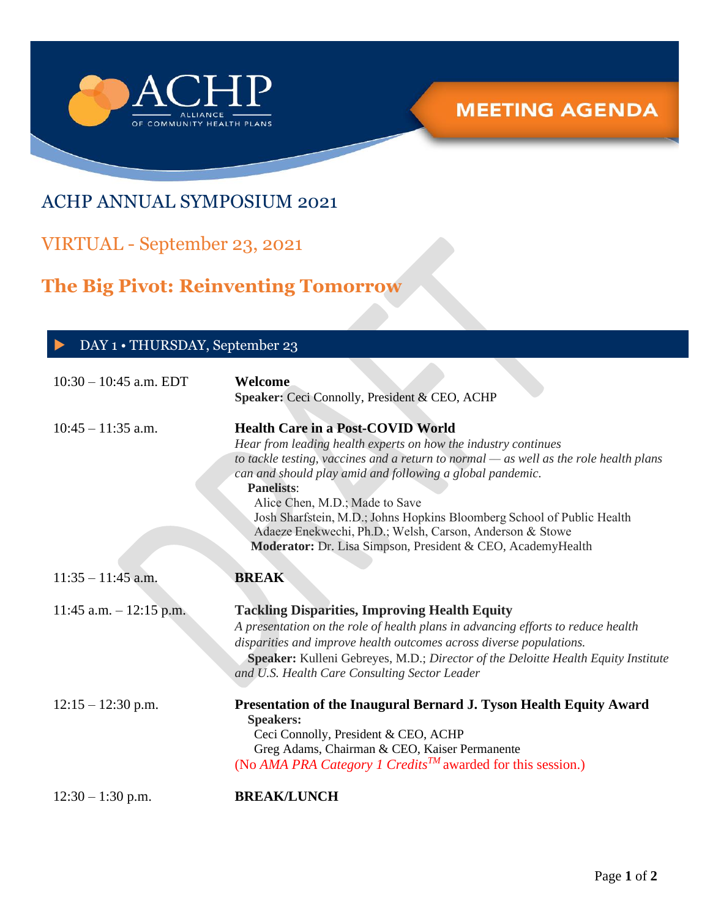ACHP
ALLIANCE OF COMMUNITY HEALTH PLANS

**MEETING AGENDA**

# ACHP ANNUAL SYMPOSIUM 2021

## VIRTUAL - September 23, 2021

## The Big Pivot: Reinventing Tomorrow

### DAY 1 • THURSDAY, September 23

| Time | Session |
| --- | --- |
| 10:30 – 10:45 a.m. EDT | **Welcome**<br>**Speaker:** Ceci Connolly, President & CEO, ACHP |
| 10:45 – 11:35 a.m. | **Health Care in a Post-COVID World**<br>*Hear from leading health experts on how the industry continues to tackle testing, vaccines and a return to normal — as well as the role health plans can and should play amid and following a global pandemic.*<br>**Panelists**:<br>Alice Chen, M.D.; Made to Save<br>Josh Sharfstein, M.D.; Johns Hopkins Bloomberg School of Public Health<br>Adaeze Enekwechi, Ph.D.; Welsh, Carson, Anderson & Stowe<br>**Moderator:** Dr. Lisa Simpson, President & CEO, AcademyHealth |
| 11:35 – 11:45 a.m. | **BREAK** |
| 11:45 a.m. – 12:15 p.m. | **Tackling Disparities, Improving Health Equity**<br>*A presentation on the role of health plans in advancing efforts to reduce health disparities and improve health outcomes across diverse populations.*<br>**Speaker:** Kulleni Gebreyes, M.D.; *Director of the Deloitte Health Equity Institute and U.S. Health Care Consulting Sector Leader* |
| 12:15 – 12:30 p.m. | **Presentation of the Inaugural Bernard J. Tyson Health Equity Award**<br>**Speakers:**<br>Ceci Connolly, President & CEO, ACHP<br>Greg Adams, Chairman & CEO, Kaiser Permanente<br>(No *AMA PRA Category 1 Credits™* awarded for this session.) |
| 12:30 – 1:30 p.m. | **BREAK/LUNCH** |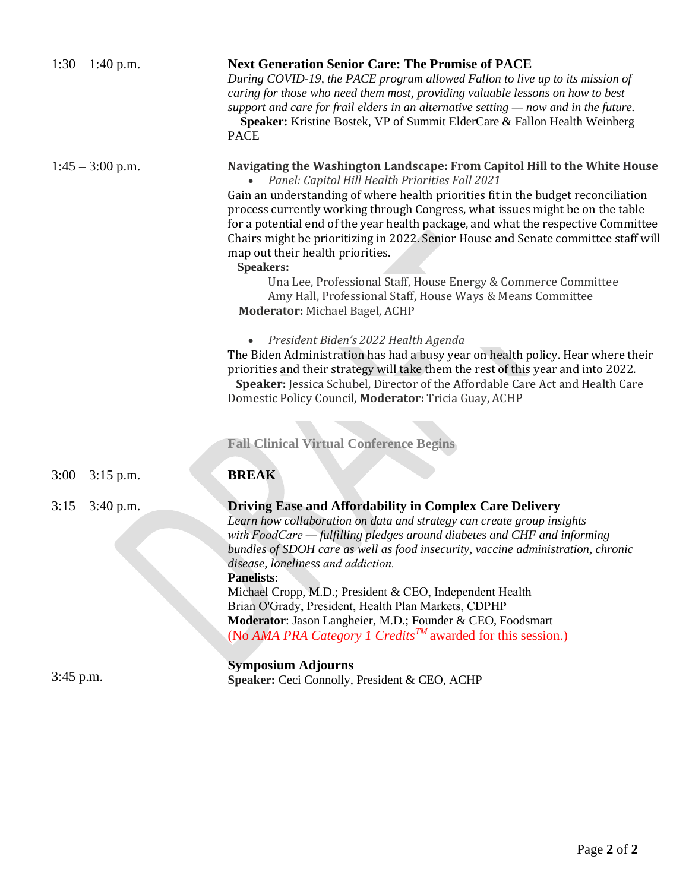1:30 – 1:40 p.m.

**Next Generation Senior Care: The Promise of PACE**

*During COVID-19, the PACE program allowed Fallon to live up to its mission of caring for those who need them most, providing valuable lessons on how to best support and care for frail elders in an alternative setting — now and in the future.*

**Speaker:** Kristine Bostek, VP of Summit ElderCare & Fallon Health Weinberg PACE

1:45 – 3:00 p.m.

**Navigating the Washington Landscape: From Capitol Hill to the White House**

- *Panel: Capitol Hill Health Priorities Fall 2021*

Gain an understanding of where health priorities fit in the budget reconciliation process currently working through Congress, what issues might be on the table for a potential end of the year health package, and what the respective Committee Chairs might be prioritizing in 2022. Senior House and Senate committee staff will map out their health priorities.

**Speakers:**

Una Lee, Professional Staff, House Energy & Commerce Committee
Amy Hall, Professional Staff, House Ways & Means Committee

**Moderator:** Michael Bagel, ACHP

- *President Biden's 2022 Health Agenda*

The Biden Administration has had a busy year on health policy. Hear where their priorities and their strategy will take them the rest of this year and into 2022.

**Speaker:** Jessica Schubel, Director of the Affordable Care Act and Health Care Domestic Policy Council, **Moderator:** Tricia Guay, ACHP

**Fall Clinical Virtual Conference Begins**

3:00 – 3:15 p.m.

**BREAK**

3:15 – 3:40 p.m.

**Driving Ease and Affordability in Complex Care Delivery**

*Learn how collaboration on data and strategy can create group insights with FoodCare — fulfilling pledges around diabetes and CHF and informing bundles of SDOH care as well as food insecurity, vaccine administration, chronic disease, loneliness and addiction.*

**Panelists**:

Michael Cropp, M.D.; President & CEO, Independent Health
Brian O'Grady, President, Health Plan Markets, CDPHP

**Moderator**: Jason Langheier, M.D.; Founder & CEO, Foodsmart

(No *AMA PRA Category 1 Credits™* awarded for this session.)

3:45 p.m.

**Symposium Adjourns**

**Speaker:** Ceci Connolly, President & CEO, ACHP